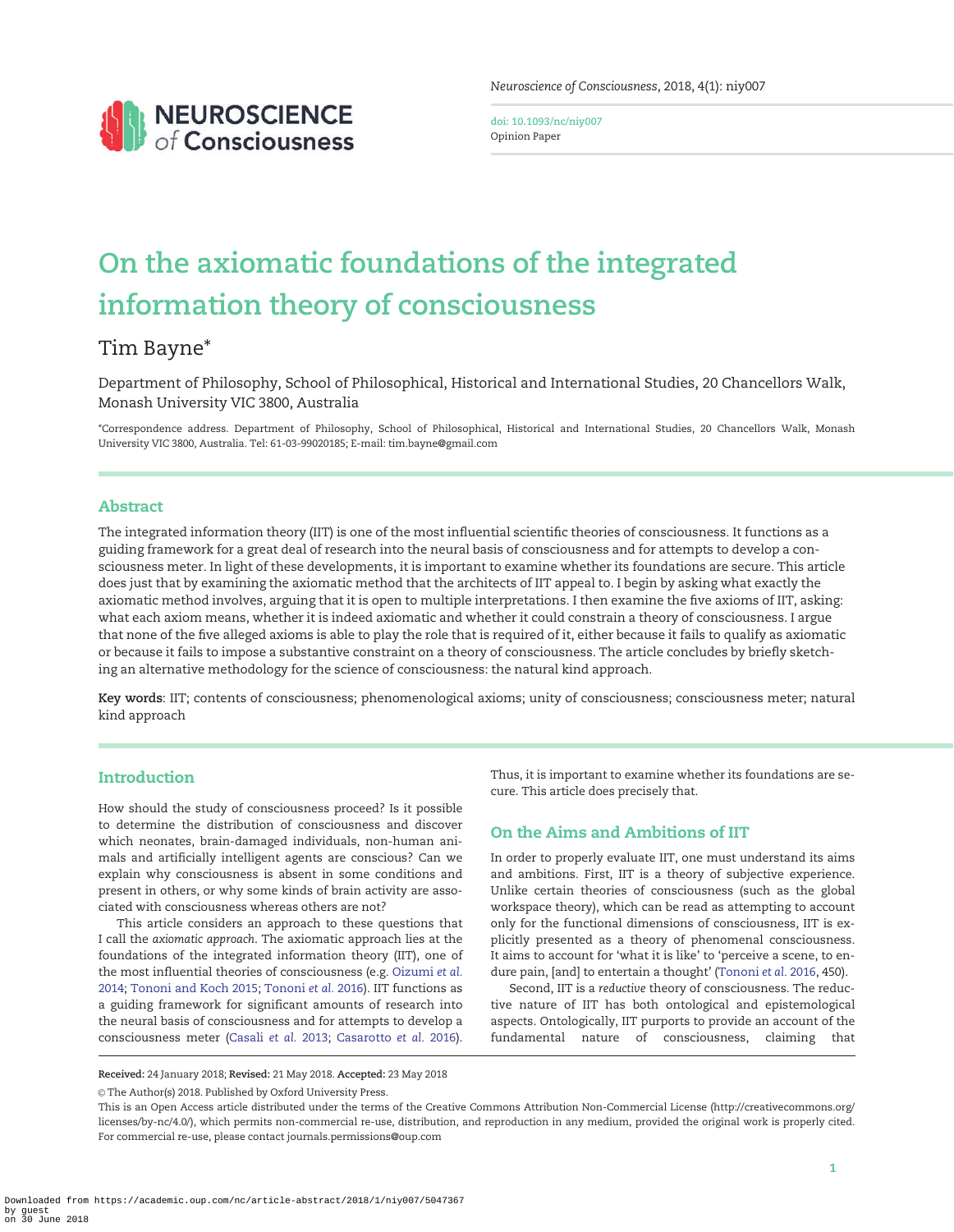doi: 10.1093/nc/niy007
Opinion Paper

# On the axiomatic foundations of the integrated information theory of consciousness

Tim Bayne*

Department of Philosophy, School of Philosophical, Historical and International Studies, 20 Chancellors Walk, Monash University VIC 3800, Australia

*Correspondence address. Department of Philosophy, School of Philosophical, Historical and International Studies, 20 Chancellors Walk, Monash University VIC 3800, Australia. Tel: 61-03-99020185; E-mail: tim.bayne@gmail.com

## Abstract

The integrated information theory (IIT) is one of the most influential scientific theories of consciousness. It functions as a guiding framework for a great deal of research into the neural basis of consciousness and for attempts to develop a consciousness meter. In light of these developments, it is important to examine whether its foundations are secure. This article does just that by examining the axiomatic method that the architects of IIT appeal to. I begin by asking what exactly the axiomatic method involves, arguing that it is open to multiple interpretations. I then examine the five axioms of IIT, asking: what each axiom means, whether it is indeed axiomatic and whether it could constrain a theory of consciousness. I argue that none of the five alleged axioms is able to play the role that is required of it, either because it fails to qualify as axiomatic or because it fails to impose a substantive constraint on a theory of consciousness. The article concludes by briefly sketching an alternative methodology for the science of consciousness: the natural kind approach.

**Key words**: IIT; contents of consciousness; phenomenological axioms; unity of consciousness; consciousness meter; natural kind approach

## Introduction

How should the study of consciousness proceed? Is it possible to determine the distribution of consciousness and discover which neonates, brain-damaged individuals, non-human animals and artificially intelligent agents are conscious? Can we explain why consciousness is absent in some conditions and present in others, or why some kinds of brain activity are associated with consciousness whereas others are not?

This article considers an approach to these questions that I call the *axiomatic approach*. The axiomatic approach lies at the foundations of the integrated information theory (IIT), one of the most influential theories of consciousness (e.g. Oizumi *et al.* 2014; Tononi and Koch 2015; Tononi *et al.* 2016). IIT functions as a guiding framework for significant amounts of research into the neural basis of consciousness and for attempts to develop a consciousness meter (Casali *et al.* 2013; Casarotto *et al.* 2016). Thus, it is important to examine whether its foundations are secure. This article does precisely that.

## On the Aims and Ambitions of IIT

In order to properly evaluate IIT, one must understand its aims and ambitions. First, IIT is a theory of subjective experience. Unlike certain theories of consciousness (such as the global workspace theory), which can be read as attempting to account only for the functional dimensions of consciousness, IIT is explicitly presented as a theory of phenomenal consciousness. It aims to account for 'what it is like' to 'perceive a scene, to endure pain, [and] to entertain a thought' (Tononi *et al.* 2016, 450).

Second, IIT is a *reductive* theory of consciousness. The reductive nature of IIT has both ontological and epistemological aspects. Ontologically, IIT purports to provide an account of the fundamental nature of consciousness, claiming that

**Received:** 24 January 2018; **Revised:** 21 May 2018. **Accepted:** 23 May 2018

© The Author(s) 2018. Published by Oxford University Press.

This is an Open Access article distributed under the terms of the Creative Commons Attribution Non-Commercial License (http://creativecommons.org/licenses/by-nc/4.0/), which permits non-commercial re-use, distribution, and reproduction in any medium, provided the original work is properly cited. For commercial re-use, please contact journals.permissions@oup.com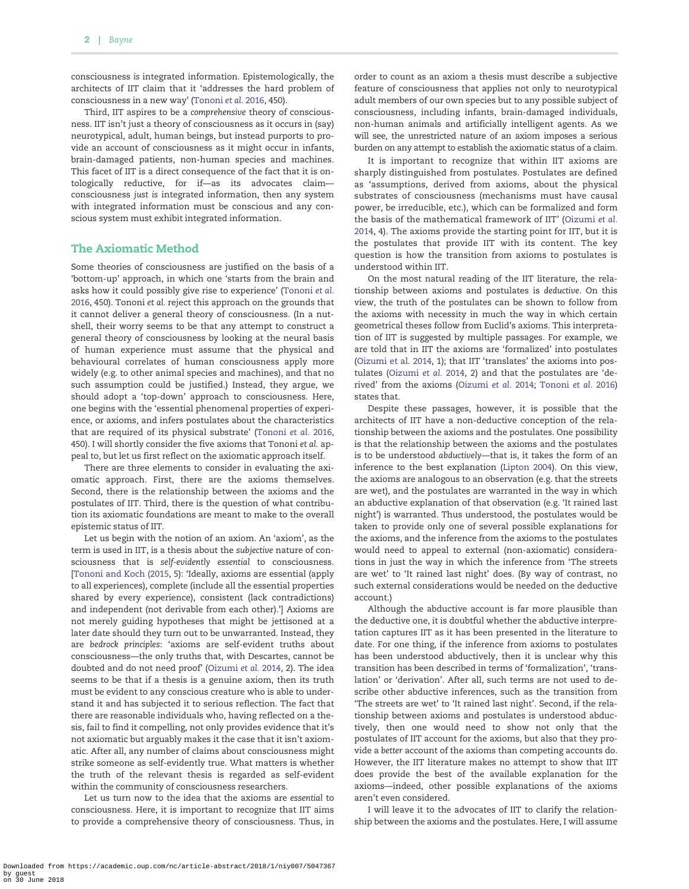consciousness *is* integrated information. Epistemologically, the architects of IIT claim that it 'addresses the hard problem of consciousness in a new way' (Tononi *et al.* 2016, 450).

Third, IIT aspires to be a *comprehensive* theory of consciousness. IIT isn't just a theory of consciousness as it occurs in (say) neurotypical, adult, human beings, but instead purports to provide an account of consciousness as it might occur in infants, brain-damaged patients, non-human species and machines. This facet of IIT is a direct consequence of the fact that it is ontologically reductive, for if—as its advocates claim—consciousness *just* is integrated information, then any system with integrated information must be conscious and any conscious system must exhibit integrated information.

## The Axiomatic Method

Some theories of consciousness are justified on the basis of a 'bottom-up' approach, in which one 'starts from the brain and asks how it could possibly give rise to experience' (Tononi *et al.* 2016, 450). Tononi *et al.* reject this approach on the grounds that it cannot deliver a general theory of consciousness. (In a nutshell, their worry seems to be that any attempt to construct a general theory of consciousness by looking at the neural basis of human experience must assume that the physical and behavioural correlates of human consciousness apply more widely (e.g. to other animal species and machines), and that no such assumption could be justified.) Instead, they argue, we should adopt a 'top-down' approach to consciousness. Here, one begins with the 'essential phenomenal properties of experience, or axioms, and infers postulates about the characteristics that are required of its physical substrate' (Tononi *et al.* 2016, 450). I will shortly consider the five axioms that Tononi *et al.* appeal to, but let us first reflect on the axiomatic approach itself.

There are three elements to consider in evaluating the axiomatic approach. First, there are the axioms themselves. Second, there is the relationship between the axioms and the postulates of IIT. Third, there is the question of what contribution its axiomatic foundations are meant to make to the overall epistemic status of IIT.

Let us begin with the notion of an axiom. An 'axiom', as the term is used in IIT, is a thesis about the *subjective* nature of consciousness that is *self-evidently essential* to consciousness. [Tononi and Koch (2015, 5): 'Ideally, axioms are essential (apply to all experiences), complete (include all the essential properties shared by every experience), consistent (lack contradictions) and independent (not derivable from each other).'] Axioms are not merely guiding hypotheses that might be jettisoned at a later date should they turn out to be unwarranted. Instead, they are *bedrock principles*: 'axioms are self-evident truths about consciousness—the only truths that, with Descartes, cannot be doubted and do not need proof' (Oizumi *et al.* 2014, 2). The idea seems to be that if a thesis is a genuine axiom, then its truth must be evident to any conscious creature who is able to understand it and has subjected it to serious reflection. The fact that there are reasonable individuals who, having reflected on a thesis, fail to find it compelling, not only provides evidence that it's not axiomatic but arguably makes it the case that it isn't axiomatic. After all, any number of claims about consciousness might strike someone as self-evidently true. What matters is whether the truth of the relevant thesis is regarded as self-evident within the community of consciousness researchers.

Let us turn now to the idea that the axioms are *essential* to consciousness. Here, it is important to recognize that IIT aims to provide a comprehensive theory of consciousness. Thus, in order to count as an axiom a thesis must describe a subjective feature of consciousness that applies not only to neurotypical adult members of our own species but to any possible subject of consciousness, including infants, brain-damaged individuals, non-human animals and artificially intelligent agents. As we will see, the unrestricted nature of an axiom imposes a serious burden on any attempt to establish the axiomatic status of a claim.

It is important to recognize that within IIT axioms are sharply distinguished from postulates. Postulates are defined as 'assumptions, derived from axioms, about the physical substrates of consciousness (mechanisms must have causal power, be irreducible, etc.), which can be formalized and form the basis of the mathematical framework of IIT' (Oizumi *et al.* 2014, 4). The axioms provide the starting point for IIT, but it is the postulates that provide IIT with its content. The key question is how the transition from axioms to postulates is understood within IIT.

On the most natural reading of the IIT literature, the relationship between axioms and postulates is *deductive*. On this view, the truth of the postulates can be shown to follow from the axioms with necessity in much the way in which certain geometrical theses follow from Euclid's axioms. This interpretation of IIT is suggested by multiple passages. For example, we are told that in IIT the axioms are 'formalized' into postulates (Oizumi et al. 2014, 1); that IIT 'translates' the axioms into postulates (Oizumi *et al.* 2014, 2) and that the postulates are 'derived' from the axioms (Oizumi *et al.* 2014; Tononi *et al.* 2016) states that.

Despite these passages, however, it is possible that the architects of IIT have a non-deductive conception of the relationship between the axioms and the postulates. One possibility is that the relationship between the axioms and the postulates is to be understood *abductively*—that is, it takes the form of an inference to the best explanation (Lipton 2004). On this view, the axioms are analogous to an observation (e.g. that the streets are wet), and the postulates are warranted in the way in which an abductive explanation of that observation (e.g. 'It rained last night') is warranted. Thus understood, the postulates would be taken to provide only one of several possible explanations for the axioms, and the inference from the axioms to the postulates would need to appeal to external (non-axiomatic) considerations in just the way in which the inference from 'The streets are wet' to 'It rained last night' does. (By way of contrast, no such external considerations would be needed on the deductive account.)

Although the abductive account is far more plausible than the deductive one, it is doubtful whether the abductive interpretation captures IIT as it has been presented in the literature to date. For one thing, if the inference from axioms to postulates has been understood abductively, then it is unclear why this transition has been described in terms of 'formalization', 'translation' or 'derivation'. After all, such terms are not used to describe other abductive inferences, such as the transition from 'The streets are wet' to 'It rained last night'. Second, if the relationship between axioms and postulates is understood abductively, then one would need to show not only that the postulates of IIT account for the axioms, but also that they provide a *better* account of the axioms than competing accounts do. However, the IIT literature makes no attempt to show that IIT does provide the best of the available explanation for the axioms—indeed, other possible explanations of the axioms aren't even considered.

I will leave it to the advocates of IIT to clarify the relationship between the axioms and the postulates. Here, I will assume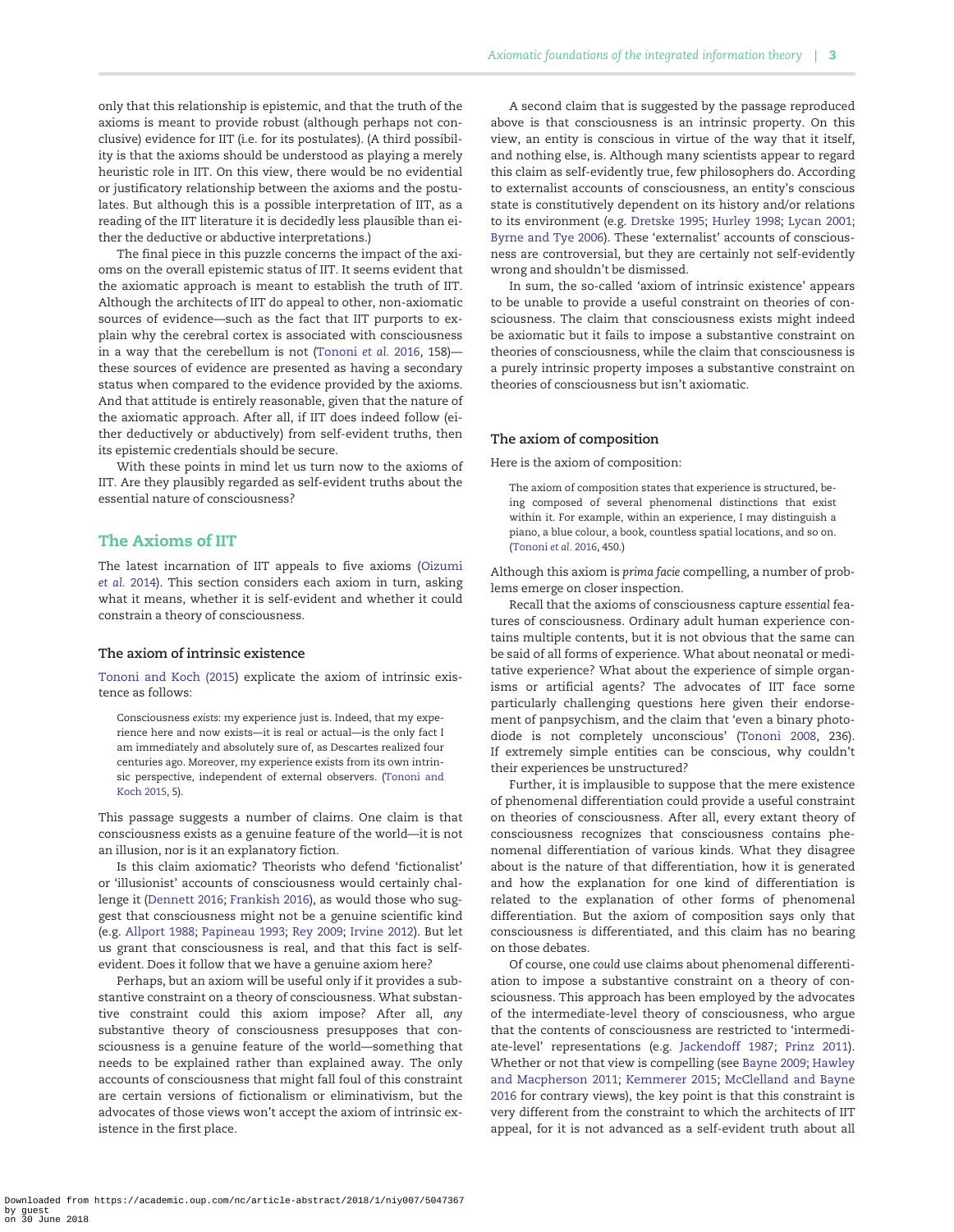only that this relationship is epistemic, and that the truth of the axioms is meant to provide robust (although perhaps not conclusive) evidence for IIT (i.e. for its postulates). (A third possibility is that the axioms should be understood as playing a merely heuristic role in IIT. On this view, there would be no evidential or justificatory relationship between the axioms and the postulates. But although this is a possible interpretation of IIT, as a reading of the IIT literature it is decidedly less plausible than either the deductive or abductive interpretations.)

The final piece in this puzzle concerns the impact of the axioms on the overall epistemic status of IIT. It seems evident that the axiomatic approach is meant to establish the truth of IIT. Although the architects of IIT do appeal to other, non-axiomatic sources of evidence—such as the fact that IIT purports to explain why the cerebral cortex is associated with consciousness in a way that the cerebellum is not (Tononi *et al.* 2016, 158)—these sources of evidence are presented as having a secondary status when compared to the evidence provided by the axioms. And that attitude is entirely reasonable, given that the nature of the axiomatic approach. After all, if IIT does indeed follow (either deductively or abductively) from self-evident truths, then its epistemic credentials should be secure.

With these points in mind let us turn now to the axioms of IIT. Are they plausibly regarded as self-evident truths about the essential nature of consciousness?

## The Axioms of IIT

The latest incarnation of IIT appeals to five axioms (Oizumi *et al.* 2014). This section considers each axiom in turn, asking what it means, whether it is self-evident and whether it could constrain a theory of consciousness.

### The axiom of intrinsic existence

Tononi and Koch (2015) explicate the axiom of intrinsic existence as follows:

> Consciousness *exists*: my experience just is. Indeed, that my experience here and now exists—it is real or actual—is the only fact I am immediately and absolutely sure of, as Descartes realized four centuries ago. Moreover, my experience exists from its own intrinsic perspective, independent of external observers. (Tononi and Koch 2015, 5).

This passage suggests a number of claims. One claim is that consciousness exists as a genuine feature of the world—it is not an illusion, nor is it an explanatory fiction.

Is this claim axiomatic? Theorists who defend 'fictionalist' or 'illusionist' accounts of consciousness would certainly challenge it (Dennett 2016; Frankish 2016), as would those who suggest that consciousness might not be a genuine scientific kind (e.g. Allport 1988; Papineau 1993; Rey 2009; Irvine 2012). But let us grant that consciousness is real, and that this fact is self-evident. Does it follow that we have a genuine axiom here?

Perhaps, but an axiom will be useful only if it provides a substantive constraint on a theory of consciousness. What substantive constraint could this axiom impose? After all, *any* substantive theory of consciousness presupposes that consciousness is a genuine feature of the world—something that needs to be explained rather than explained away. The only accounts of consciousness that might fall foul of this constraint are certain versions of fictionalism or eliminativism, but the advocates of those views won't accept the axiom of intrinsic existence in the first place.

A second claim that is suggested by the passage reproduced above is that consciousness is an intrinsic property. On this view, an entity is conscious in virtue of the way that it itself, and nothing else, is. Although many scientists appear to regard this claim as self-evidently true, few philosophers do. According to externalist accounts of consciousness, an entity's conscious state is constitutively dependent on its history and/or relations to its environment (e.g. Dretske 1995; Hurley 1998; Lycan 2001; Byrne and Tye 2006). These 'externalist' accounts of consciousness are controversial, but they are certainly not self-evidently wrong and shouldn't be dismissed.

In sum, the so-called 'axiom of intrinsic existence' appears to be unable to provide a useful constraint on theories of consciousness. The claim that consciousness exists might indeed be axiomatic but it fails to impose a substantive constraint on theories of consciousness, while the claim that consciousness is a purely intrinsic property imposes a substantive constraint on theories of consciousness but isn't axiomatic.

### The axiom of composition

Here is the axiom of composition:

> The axiom of composition states that experience is structured, being composed of several phenomenal distinctions that exist within it. For example, within an experience, I may distinguish a piano, a blue colour, a book, countless spatial locations, and so on. (Tononi *et al.* 2016, 450.)

Although this axiom is *prima facie* compelling, a number of problems emerge on closer inspection.

Recall that the axioms of consciousness capture *essential* features of consciousness. Ordinary adult human experience contains multiple contents, but it is not obvious that the same can be said of all forms of experience. What about neonatal or meditative experience? What about the experience of simple organisms or artificial agents? The advocates of IIT face some particularly challenging questions here given their endorsement of panpsychism, and the claim that 'even a binary photodiode is not completely unconscious' (Tononi 2008, 236). If extremely simple entities can be conscious, why couldn't their experiences be unstructured?

Further, it is implausible to suppose that the mere existence of phenomenal differentiation could provide a useful constraint on theories of consciousness. After all, every extant theory of consciousness recognizes that consciousness contains phenomenal differentiation of various kinds. What they disagree about is the nature of that differentiation, how it is generated and how the explanation for one kind of differentiation is related to the explanation of other forms of phenomenal differentiation. But the axiom of composition says only that consciousness *is* differentiated, and this claim has no bearing on those debates.

Of course, one *could* use claims about phenomenal differentiation to impose a substantive constraint on a theory of consciousness. This approach has been employed by the advocates of the intermediate-level theory of consciousness, who argue that the contents of consciousness are restricted to 'intermediate-level' representations (e.g. Jackendoff 1987; Prinz 2011). Whether or not that view is compelling (see Bayne 2009; Hawley and Macpherson 2011; Kemmerer 2015; McClelland and Bayne 2016 for contrary views), the key point is that this constraint is very different from the constraint to which the architects of IIT appeal, for it is not advanced as a self-evident truth about all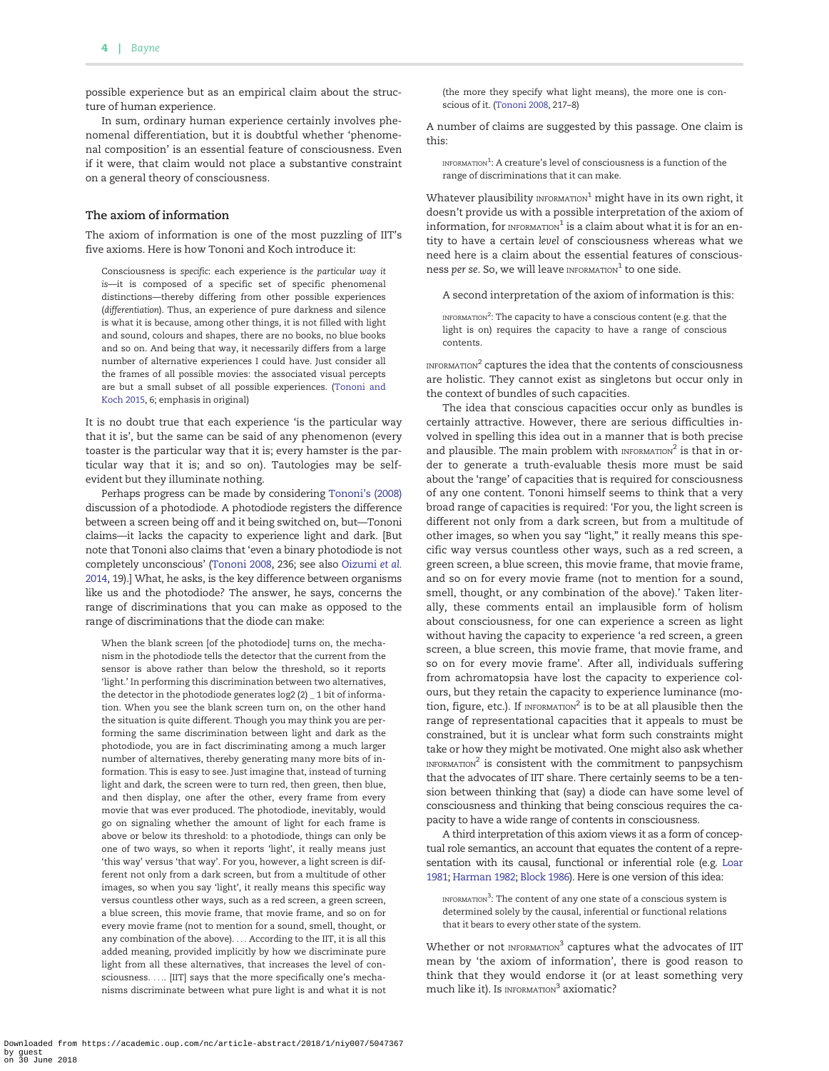possible experience but as an empirical claim about the structure of human experience.

In sum, ordinary human experience certainly involves phenomenal differentiation, but it is doubtful whether 'phenomenal composition' is an essential feature of consciousness. Even if it were, that claim would not place a substantive constraint on a general theory of consciousness.

## The axiom of information

The axiom of information is one of the most puzzling of IIT's five axioms. Here is how Tononi and Koch introduce it:

> Consciousness is *specific*: each experience is *the particular way it is*—it is composed of a specific set of specific phenomenal distinctions—thereby differing from other possible experiences (*differentiation*). Thus, an experience of pure darkness and silence is what it is because, among other things, it is not filled with light and sound, colours and shapes, there are no books, no blue books and so on. And being that way, it necessarily differs from a large number of alternative experiences I could have. Just consider all the frames of all possible movies: the associated visual percepts are but a small subset of all possible experiences. (Tononi and Koch 2015, 6; emphasis in original)

It is no doubt true that each experience 'is the particular way that it is', but the same can be said of any phenomenon (every toaster is the particular way that it is; every hamster is the particular way that it is; and so on). Tautologies may be self-evident but they illuminate nothing.

Perhaps progress can be made by considering Tononi's (2008) discussion of a photodiode. A photodiode registers the difference between a screen being off and it being switched on, but—Tononi claims—it lacks the capacity to experience light and dark. [But note that Tononi also claims that 'even a binary photodiode is not completely unconscious' (Tononi 2008, 236; see also Oizumi *et al.* 2014, 19).] What, he asks, is the key difference between organisms like us and the photodiode? The answer, he says, concerns the range of discriminations that you can make as opposed to the range of discriminations that the diode can make:

> When the blank screen [of the photodiode] turns on, the mechanism in the photodiode tells the detector that the current from the sensor is above rather than below the threshold, so it reports 'light.' In performing this discrimination between two alternatives, the detector in the photodiode generates log2 (2) _ 1 bit of information. When you see the blank screen turn on, on the other hand the situation is quite different. Though you may think you are performing the same discrimination between light and dark as the photodiode, you are in fact discriminating among a much larger number of alternatives, thereby generating many more bits of information. This is easy to see. Just imagine that, instead of turning light and dark, the screen were to turn red, then green, then blue, and then display, one after the other, every frame from every movie that was ever produced. The photodiode, inevitably, would go on signaling whether the amount of light for each frame is above or below its threshold: to a photodiode, things can only be one of two ways, so when it reports 'light', it really means just 'this way' versus 'that way'. For you, however, a light screen is different not only from a dark screen, but from a multitude of other images, so when you say 'light', it really means this specific way versus countless other ways, such as a red screen, a green screen, a blue screen, this movie frame, that movie frame, and so on for every movie frame (not to mention for a sound, smell, thought, or any combination of the above). . . . According to the IIT, it is all this added meaning, provided implicitly by how we discriminate pure light from all these alternatives, that increases the level of consciousness. . . .. [IIT] says that the more specifically one's mechanisms discriminate between what pure light is and what it is not (the more they specify what light means), the more one is conscious of it. (Tononi 2008, 217–8)

A number of claims are suggested by this passage. One claim is this:

> INFORMATION[1]: A creature's level of consciousness is a function of the range of discriminations that it can make.

Whatever plausibility INFORMATION[1] might have in its own right, it doesn't provide us with a possible interpretation of the axiom of information, for INFORMATION[1] is a claim about what it is for an entity to have a certain *level* of consciousness whereas what we need here is a claim about the essential features of consciousness *per se*. So, we will leave INFORMATION[1] to one side.

A second interpretation of the axiom of information is this:

> INFORMATION[2]: The capacity to have a conscious content (e.g. that the light is on) requires the capacity to have a range of conscious contents.

INFORMATION[2] captures the idea that the contents of consciousness are holistic. They cannot exist as singletons but occur only in the context of bundles of such capacities.

The idea that conscious capacities occur only as bundles is certainly attractive. However, there are serious difficulties involved in spelling this idea out in a manner that is both precise and plausible. The main problem with INFORMATION[2] is that in order to generate a truth-evaluable thesis more must be said about the 'range' of capacities that is required for consciousness of any one content. Tononi himself seems to think that a very broad range of capacities is required: 'For you, the light screen is different not only from a dark screen, but from a multitude of other images, so when you say "light," it really means this specific way versus countless other ways, such as a red screen, a green screen, a blue screen, this movie frame, that movie frame, and so on for every movie frame (not to mention for a sound, smell, thought, or any combination of the above).' Taken literally, these comments entail an implausible form of holism about consciousness, for one can experience a screen as light without having the capacity to experience 'a red screen, a green screen, a blue screen, this movie frame, that movie frame, and so on for every movie frame'. After all, individuals suffering from achromatopsia have lost the capacity to experience colours, but they retain the capacity to experience luminance (motion, figure, etc.). If INFORMATION[2] is to be at all plausible then the range of representational capacities that it appeals to must be constrained, but it is unclear what form such constraints might take or how they might be motivated. One might also ask whether INFORMATION[2] is consistent with the commitment to panpsychism that the advocates of IIT share. There certainly seems to be a tension between thinking that (say) a diode can have some level of consciousness and thinking that being conscious requires the capacity to have a wide range of contents in consciousness.

A third interpretation of this axiom views it as a form of conceptual role semantics, an account that equates the content of a representation with its causal, functional or inferential role (e.g. Loar 1981; Harman 1982; Block 1986). Here is one version of this idea:

> INFORMATION[3]: The content of any one state of a conscious system is determined solely by the causal, inferential or functional relations that it bears to every other state of the system.

Whether or not INFORMATION[3] captures what the advocates of IIT mean by 'the axiom of information', there is good reason to think that they would endorse it (or at least something very much like it). Is INFORMATION[3] axiomatic?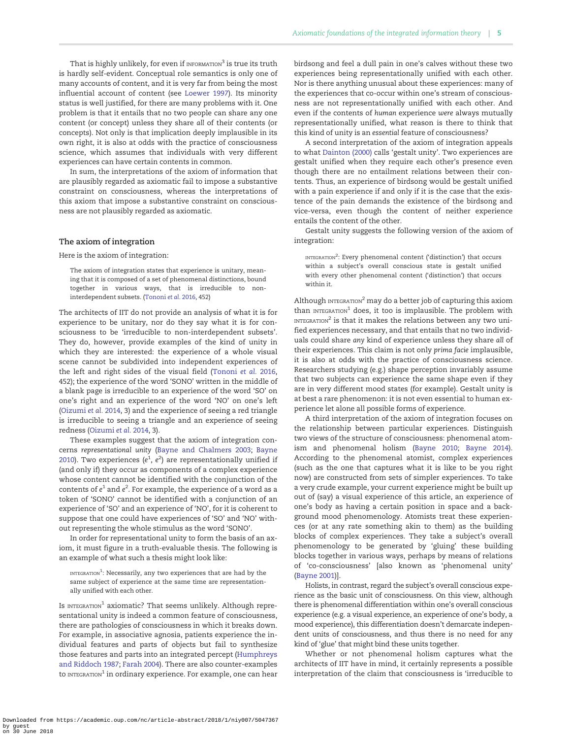That is highly unlikely, for even if INFORMATION[3] is true its truth is hardly self-evident. Conceptual role semantics is only one of many accounts of content, and it is very far from being the most influential account of content (see Loewer 1997). Its minority status is well justified, for there are many problems with it. One problem is that it entails that no two people can share any one content (or concept) unless they share *all* of their contents (or concepts). Not only is that implication deeply implausible in its own right, it is also at odds with the practice of consciousness science, which assumes that individuals with very different experiences can have certain contents in common.

In sum, the interpretations of the axiom of information that are plausibly regarded as axiomatic fail to impose a substantive constraint on consciousness, whereas the interpretations of this axiom that impose a substantive constraint on consciousness are not plausibly regarded as axiomatic.

## The axiom of integration

Here is the axiom of integration:

> The axiom of integration states that experience is unitary, meaning that it is composed of a set of phenomenal distinctions, bound together in various ways, that is irreducible to non-interdependent subsets. (Tononi *et al.* 2016, 452)

The architects of IIT do not provide an analysis of what it is for experience to be unitary, nor do they say what it is for consciousness to be 'irreducible to non-interdependent subsets'. They do, however, provide examples of the kind of unity in which they are interested: the experience of a whole visual scene cannot be subdivided into independent experiences of the left and right sides of the visual field (Tononi *et al.* 2016, 452); the experience of the word 'SONO' written in the middle of a blank page is irreducible to an experience of the word 'SO' on one's right and an experience of the word 'NO' on one's left (Oizumi *et al.* 2014, 3) and the experience of seeing a red triangle is irreducible to seeing a triangle and an experience of seeing redness (Oizumi *et al.* 2014, 3).

These examples suggest that the axiom of integration concerns *representational unity* (Bayne and Chalmers 2003; Bayne 2010). Two experiences ($e^1$, $e^2$) are representationally unified if (and only if) they occur as components of a complex experience whose content cannot be identified with the conjunction of the contents of $e^1$ and $e^2$. For example, the experience of a word as a token of 'SONO' cannot be identified with a conjunction of an experience of 'SO' and an experience of 'NO', for it is coherent to suppose that one could have experiences of 'SO' and 'NO' without representing the whole stimulus as the word 'SONO'.

In order for representational unity to form the basis of an axiom, it must figure in a truth-evaluable thesis. The following is an example of what such a thesis might look like:

> INTEGRATION[1]: Necessarily, any two experiences that are had by the same subject of experience at the same time are representationally unified with each other.

Is INTEGRATION[1] axiomatic? That seems unlikely. Although representational unity is indeed a common feature of consciousness, there are pathologies of consciousness in which it breaks down. For example, in associative agnosia, patients experience the individual features and parts of objects but fail to synthesize those features and parts into an integrated percept (Humphreys and Riddoch 1987; Farah 2004). There are also counter-examples to INTEGRATION[1] in ordinary experience. For example, one can hear birdsong and feel a dull pain in one's calves without these two experiences being representationally unified with each other. Nor is there anything unusual about these experiences: many of the experiences that co-occur within one's stream of consciousness are not representationally unified with each other. And even if the contents of *human* experience *were* always mutually representationally unified, what reason is there to think that this kind of unity is an *essential* feature of consciousness?

A second interpretation of the axiom of integration appeals to what Dainton (2000) calls 'gestalt unity'. Two experiences are gestalt unified when they require each other's presence even though there are no entailment relations between their contents. Thus, an experience of birdsong would be gestalt unified with a pain experience if and only if it is the case that the existence of the pain demands the existence of the birdsong and vice-versa, even though the content of neither experience entails the content of the other.

Gestalt unity suggests the following version of the axiom of integration:

> INTEGRATION[2]: Every phenomenal content ('distinction') that occurs within a subject's overall conscious state is gestalt unified with every other phenomenal content ('distinction') that occurs within it.

Although INTEGRATION[2] may do a better job of capturing this axiom than INTEGRATION[1] does, it too is implausible. The problem with INTEGRATION[2] is that it makes the relations between any two unified experiences necessary, and that entails that no two individuals could share *any* kind of experience unless they share *all* of their experiences. This claim is not only *prima facie* implausible, it is also at odds with the practice of consciousness science. Researchers studying (e.g.) shape perception invariably assume that two subjects can experience the same shape even if they are in very different mood states (for example). Gestalt unity is at best a rare phenomenon: it is not even essential to human experience let alone all possible forms of experience.

A third interpretation of the axiom of integration focuses on the relationship between particular experiences. Distinguish two views of the structure of consciousness: phenomenal atomism and phenomenal holism (Bayne 2010; Bayne 2014). According to the phenomenal atomist, complex experiences (such as the one that captures what it is like to be you right now) are constructed from sets of simpler experiences. To take a very crude example, your current experience might be built up out of (say) a visual experience of this article, an experience of one's body as having a certain position in space and a background mood phenomenology. Atomists treat these experiences (or at any rate something akin to them) as the building blocks of complex experiences. They take a subject's overall phenomenology to be generated by 'gluing' these building blocks together in various ways, perhaps by means of relations of 'co-consciousness' [also known as 'phenomenal unity' (Bayne 2001)].

Holists, in contrast, regard the subject's overall conscious experience as the basic unit of consciousness. On this view, although there is phenomenal differentiation within one's overall conscious experience (e.g. a visual experience, an experience of one's body, a mood experience), this differentiation doesn't demarcate independent units of consciousness, and thus there is no need for any kind of 'glue' that might bind these units together.

Whether or not phenomenal holism captures what the architects of IIT have in mind, it certainly represents a possible interpretation of the claim that consciousness is 'irreducible to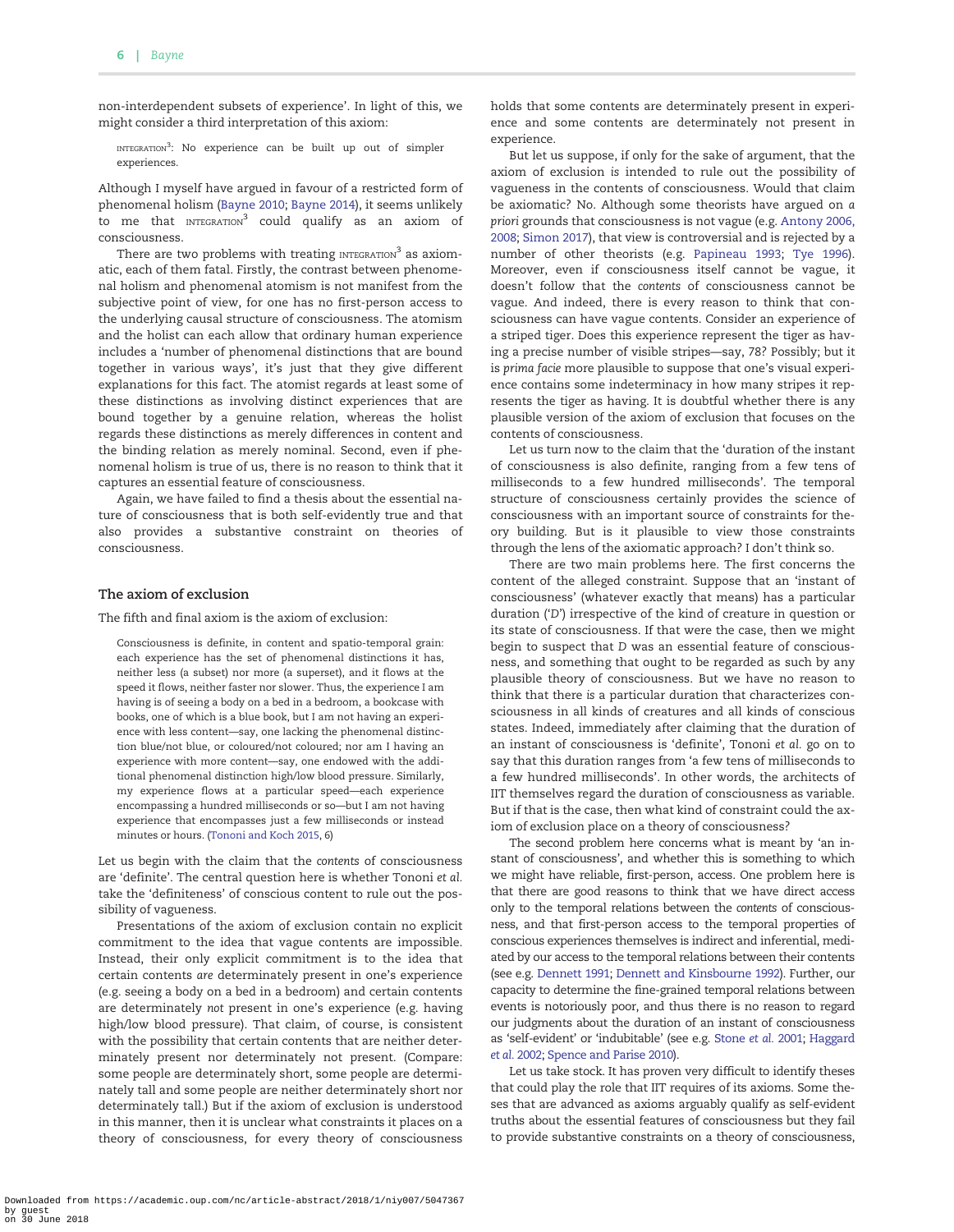non-interdependent subsets of experience'. In light of this, we might consider a third interpretation of this axiom:

> INTEGRATION[3]: No experience can be built up out of simpler experiences.

Although I myself have argued in favour of a restricted form of phenomenal holism (Bayne 2010; Bayne 2014), it seems unlikely to me that INTEGRATION[3] could qualify as an axiom of consciousness.

There are two problems with treating INTEGRATION[3] as axiomatic, each of them fatal. Firstly, the contrast between phenomenal holism and phenomenal atomism is not manifest from the subjective point of view, for one has no first-person access to the underlying causal structure of consciousness. The atomism and the holist can each allow that ordinary human experience includes a 'number of phenomenal distinctions that are bound together in various ways', it's just that they give different explanations for this fact. The atomist regards at least some of these distinctions as involving distinct experiences that are bound together by a genuine relation, whereas the holist regards these distinctions as merely differences in content and the binding relation as merely nominal. Second, even if phenomenal holism is true of us, there is no reason to think that it captures an essential feature of consciousness.

Again, we have failed to find a thesis about the essential nature of consciousness that is both self-evidently true and that also provides a substantive constraint on theories of consciousness.

### The axiom of exclusion

The fifth and final axiom is the axiom of exclusion:

> Consciousness is definite, in content and spatio-temporal grain: each experience has the set of phenomenal distinctions it has, neither less (a subset) nor more (a superset), and it flows at the speed it flows, neither faster nor slower. Thus, the experience I am having is of seeing a body on a bed in a bedroom, a bookcase with books, one of which is a blue book, but I am not having an experience with less content—say, one lacking the phenomenal distinction blue/not blue, or coloured/not coloured; nor am I having an experience with more content—say, one endowed with the additional phenomenal distinction high/low blood pressure. Similarly, my experience flows at a particular speed—each experience encompassing a hundred milliseconds or so—but I am not having experience that encompasses just a few milliseconds or instead minutes or hours. (Tononi and Koch 2015, 6)

Let us begin with the claim that the *contents* of consciousness are 'definite'. The central question here is whether Tononi *et al.* take the 'definiteness' of conscious content to rule out the possibility of vagueness.

Presentations of the axiom of exclusion contain no explicit commitment to the idea that vague contents are impossible. Instead, their only explicit commitment is to the idea that certain contents *are* determinately present in one's experience (e.g. seeing a body on a bed in a bedroom) and certain contents are determinately *not* present in one's experience (e.g. having high/low blood pressure). That claim, of course, is consistent with the possibility that certain contents that are neither determinately present nor determinately not present. (Compare: some people are determinately short, some people are determinately tall and some people are neither determinately short nor determinately tall.) But if the axiom of exclusion is understood in this manner, then it is unclear what constraints it places on a theory of consciousness, for every theory of consciousness holds that some contents are determinately present in experience and some contents are determinately not present in experience.

But let us suppose, if only for the sake of argument, that the axiom of exclusion *is* intended to rule out the possibility of vagueness in the contents of consciousness. Would that claim be axiomatic? No. Although some theorists have argued on *a priori* grounds that consciousness is not vague (e.g. Antony 2006, 2008; Simon 2017), that view is controversial and is rejected by a number of other theorists (e.g. Papineau 1993; Tye 1996). Moreover, even if consciousness itself cannot be vague, it doesn't follow that the *contents* of consciousness cannot be vague. And indeed, there is every reason to think that consciousness can have vague contents. Consider an experience of a striped tiger. Does this experience represent the tiger as having a precise number of visible stripes—say, 78? Possibly; but it is *prima facie* more plausible to suppose that one's visual experience contains some indeterminacy in how many stripes it represents the tiger as having. It is doubtful whether there is any plausible version of the axiom of exclusion that focuses on the contents of consciousness.

Let us turn now to the claim that the 'duration of the instant of consciousness is also definite, ranging from a few tens of milliseconds to a few hundred milliseconds'. The temporal structure of consciousness certainly provides the science of consciousness with an important source of constraints for theory building. But is it plausible to view those constraints through the lens of the axiomatic approach? I don't think so.

There are two main problems here. The first concerns the content of the alleged constraint. Suppose that an 'instant of consciousness' (whatever exactly that means) has a particular duration ('*D*') irrespective of the kind of creature in question or its state of consciousness. If that were the case, then we might begin to suspect that *D* was an essential feature of consciousness, and something that ought to be regarded as such by any plausible theory of consciousness. But we have no reason to think that there *is* a particular duration that characterizes consciousness in all kinds of creatures and all kinds of conscious states. Indeed, immediately after claiming that the duration of an instant of consciousness is 'definite', Tononi *et al.* go on to say that this duration ranges from 'a few tens of milliseconds to a few hundred milliseconds'. In other words, the architects of IIT themselves regard the duration of consciousness as variable. But if that is the case, then what kind of constraint could the axiom of exclusion place on a theory of consciousness?

The second problem here concerns what is meant by 'an instant of consciousness', and whether this is something to which we might have reliable, first-person, access. One problem here is that there are good reasons to think that we have direct access only to the temporal relations between the *contents* of consciousness, and that first-person access to the temporal properties of conscious experiences themselves is indirect and inferential, mediated by our access to the temporal relations between their contents (see e.g. Dennett 1991; Dennett and Kinsbourne 1992). Further, our capacity to determine the fine-grained temporal relations between events is notoriously poor, and thus there is no reason to regard our judgments about the duration of an instant of consciousness as 'self-evident' or 'indubitable' (see e.g. Stone *et al.* 2001; Haggard *et al.* 2002; Spence and Parise 2010).

Let us take stock. It has proven very difficult to identify theses that could play the role that IIT requires of its axioms. Some theses that are advanced as axioms arguably qualify as self-evident truths about the essential features of consciousness but they fail to provide substantive constraints on a theory of consciousness,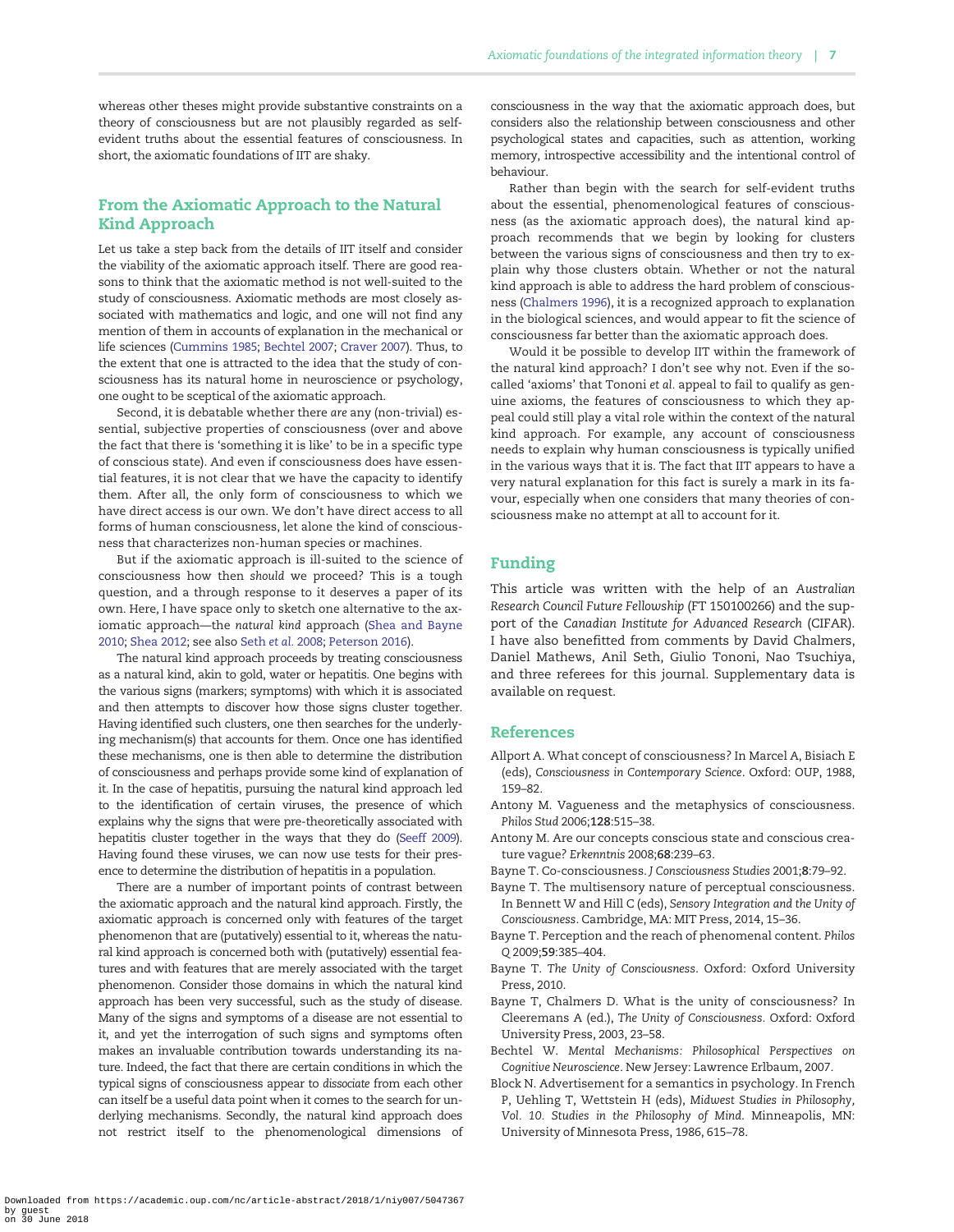whereas other theses might provide substantive constraints on a theory of consciousness but are not plausibly regarded as self-evident truths about the essential features of consciousness. In short, the axiomatic foundations of IIT are shaky.

## From the Axiomatic Approach to the Natural Kind Approach

Let us take a step back from the details of IIT itself and consider the viability of the axiomatic approach itself. There are good reasons to think that the axiomatic method is not well-suited to the study of consciousness. Axiomatic methods are most closely associated with mathematics and logic, and one will not find any mention of them in accounts of explanation in the mechanical or life sciences (Cummins 1985; Bechtel 2007; Craver 2007). Thus, to the extent that one is attracted to the idea that the study of consciousness has its natural home in neuroscience or psychology, one ought to be sceptical of the axiomatic approach.

Second, it is debatable whether there *are* any (non-trivial) essential, subjective properties of consciousness (over and above the fact that there is 'something it is like' to be in a specific type of conscious state). And even if consciousness does have essential features, it is not clear that we have the capacity to identify them. After all, the only form of consciousness to which we have direct access is our own. We don't have direct access to all forms of human consciousness, let alone the kind of consciousness that characterizes non-human species or machines.

But if the axiomatic approach is ill-suited to the science of consciousness how then *should* we proceed? This is a tough question, and a through response to it deserves a paper of its own. Here, I have space only to sketch one alternative to the axiomatic approach—the *natural kind* approach (Shea and Bayne 2010; Shea 2012; see also Seth *et al.* 2008; Peterson 2016).

The natural kind approach proceeds by treating consciousness as a natural kind, akin to gold, water or hepatitis. One begins with the various signs (markers; symptoms) with which it is associated and then attempts to discover how those signs cluster together. Having identified such clusters, one then searches for the underlying mechanism(s) that accounts for them. Once one has identified these mechanisms, one is then able to determine the distribution of consciousness and perhaps provide some kind of explanation of it. In the case of hepatitis, pursuing the natural kind approach led to the identification of certain viruses, the presence of which explains why the signs that were pre-theoretically associated with hepatitis cluster together in the ways that they do (Seeff 2009). Having found these viruses, we can now use tests for their presence to determine the distribution of hepatitis in a population.

There are a number of important points of contrast between the axiomatic approach and the natural kind approach. Firstly, the axiomatic approach is concerned only with features of the target phenomenon that are (putatively) essential to it, whereas the natural kind approach is concerned both with (putatively) essential features and with features that are merely associated with the target phenomenon. Consider those domains in which the natural kind approach has been very successful, such as the study of disease. Many of the signs and symptoms of a disease are not essential to it, and yet the interrogation of such signs and symptoms often makes an invaluable contribution towards understanding its nature. Indeed, the fact that there are certain conditions in which the typical signs of consciousness appear to *dissociate* from each other can itself be a useful data point when it comes to the search for underlying mechanisms. Secondly, the natural kind approach does not restrict itself to the phenomenological dimensions of consciousness in the way that the axiomatic approach does, but considers also the relationship between consciousness and other psychological states and capacities, such as attention, working memory, introspective accessibility and the intentional control of behaviour.

Rather than begin with the search for self-evident truths about the essential, phenomenological features of consciousness (as the axiomatic approach does), the natural kind approach recommends that we begin by looking for clusters between the various signs of consciousness and then try to explain why those clusters obtain. Whether or not the natural kind approach is able to address the hard problem of consciousness (Chalmers 1996), it is a recognized approach to explanation in the biological sciences, and would appear to fit the science of consciousness far better than the axiomatic approach does.

Would it be possible to develop IIT within the framework of the natural kind approach? I don't see why not. Even if the so-called 'axioms' that Tononi *et al.* appeal to fail to qualify as genuine axioms, the features of consciousness to which they appeal could still play a vital role within the context of the natural kind approach. For example, any account of consciousness needs to explain why human consciousness is typically unified in the various ways that it is. The fact that IIT appears to have a very natural explanation for this fact is surely a mark in its favour, especially when one considers that many theories of consciousness make no attempt at all to account for it.

## Funding

This article was written with the help of an *Australian Research Council Future Fellowship* (FT 150100266) and the support of the *Canadian Institute for Advanced Research* (CIFAR). I have also benefitted from comments by David Chalmers, Daniel Mathews, Anil Seth, Giulio Tononi, Nao Tsuchiya, and three referees for this journal. Supplementary data is available on request.

## References

Allport A. What concept of consciousness? In Marcel A, Bisiach E (eds), *Consciousness in Contemporary Science*. Oxford: OUP, 1988, 159–82.

Antony M. Vagueness and the metaphysics of consciousness. *Philos Stud* 2006;**128**:515–38.

Antony M. Are our concepts conscious state and conscious creature vague? *Erkenntnis* 2008;**68**:239–63.

Bayne T. Co-consciousness. *J Consciousness Studies* 2001;**8**:79–92.

Bayne T. The multisensory nature of perceptual consciousness. In Bennett W and Hill C (eds), *Sensory Integration and the Unity of Consciousness*. Cambridge, MA: MIT Press, 2014, 15–36.

Bayne T. Perception and the reach of phenomenal content. *Philos Q* 2009;**59**:385–404.

Bayne T. *The Unity of Consciousness*. Oxford: Oxford University Press, 2010.

Bayne T, Chalmers D. What is the unity of consciousness? In Cleeremans A (ed.), *The Unity of Consciousness*. Oxford: Oxford University Press, 2003, 23–58.

Bechtel W. *Mental Mechanisms: Philosophical Perspectives on Cognitive Neuroscience*. New Jersey: Lawrence Erlbaum, 2007.

Block N. Advertisement for a semantics in psychology. In French P, Uehling T, Wettstein H (eds), *Midwest Studies in Philosophy, Vol. 10. Studies in the Philosophy of Mind*. Minneapolis, MN: University of Minnesota Press, 1986, 615–78.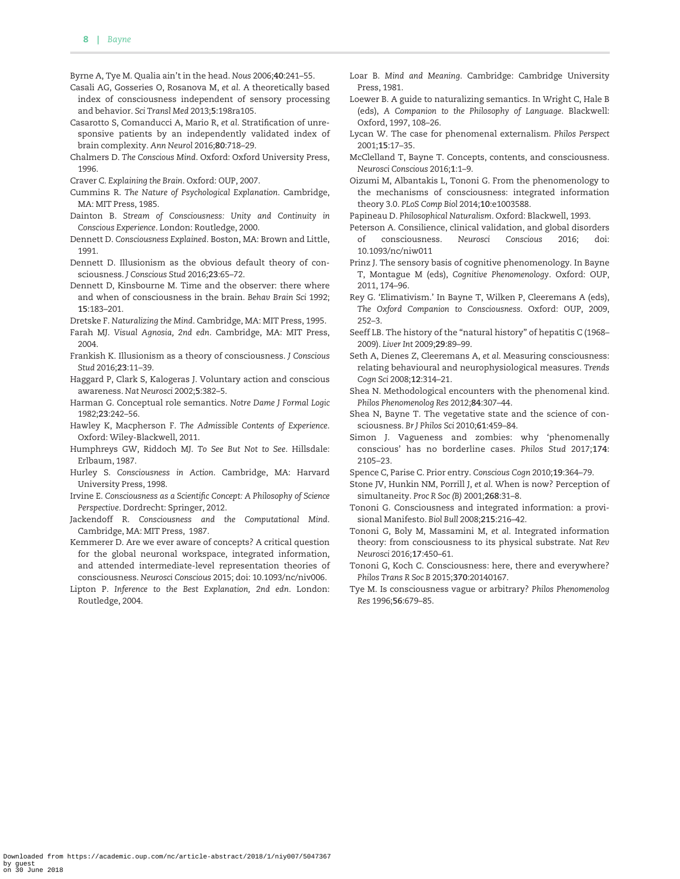Byrne A, Tye M. Qualia ain't in the head. *Nous* 2006;**40**:241–55.

Casali AG, Gosseries O, Rosanova M, *et al.* A theoretically based index of consciousness independent of sensory processing and behavior. *Sci Transl Med* 2013;**5**:198ra105.

Casarotto S, Comanducci A, Mario R, *et al.* Stratification of unresponsive patients by an independently validated index of brain complexity. *Ann Neurol* 2016;**80**:718–29.

Chalmers D. *The Conscious Mind*. Oxford: Oxford University Press, 1996.

Craver C. *Explaining the Brain*. Oxford: OUP, 2007.

Cummins R. *The Nature of Psychological Explanation*. Cambridge, MA: MIT Press, 1985.

Dainton B. *Stream of Consciousness: Unity and Continuity in Conscious Experience*. London: Routledge, 2000.

Dennett D. *Consciousness Explained*. Boston, MA: Brown and Little, 1991.

Dennett D. Illusionism as the obvious default theory of consciousness. *J Conscious Stud* 2016;**23**:65–72.

Dennett D, Kinsbourne M. Time and the observer: there where and when of consciousness in the brain. *Behav Brain Sci* 1992; **15**:183–201.

Dretske F. *Naturalizing the Mind*. Cambridge, MA: MIT Press, 1995.

Farah MJ. *Visual Agnosia, 2nd edn*. Cambridge, MA: MIT Press, 2004.

Frankish K. Illusionism as a theory of consciousness. *J Conscious Stud* 2016;**23**:11–39.

Haggard P, Clark S, Kalogeras J. Voluntary action and conscious awareness. *Nat Neurosci* 2002;**5**:382–5.

Harman G. Conceptual role semantics. *Notre Dame J Formal Logic* 1982;**23**:242–56.

Hawley K, Macpherson F. *The Admissible Contents of Experience*. Oxford: Wiley-Blackwell, 2011.

Humphreys GW, Riddoch MJ. *To See But Not to See*. Hillsdale: Erlbaum, 1987.

Hurley S. *Consciousness in Action*. Cambridge, MA: Harvard University Press, 1998.

Irvine E. *Consciousness as a Scientific Concept: A Philosophy of Science Perspective*. Dordrecht: Springer, 2012.

Jackendoff R. *Consciousness and the Computational Mind*. Cambridge, MA: MIT Press, 1987.

Kemmerer D. Are we ever aware of concepts? A critical question for the global neuronal workspace, integrated information, and attended intermediate-level representation theories of consciousness. *Neurosci Conscious* 2015; doi: 10.1093/nc/niv006.

Lipton P. *Inference to the Best Explanation, 2nd edn*. London: Routledge, 2004.

Loar B. *Mind and Meaning*. Cambridge: Cambridge University Press, 1981.

Loewer B. A guide to naturalizing semantics. In Wright C, Hale B (eds), *A Companion to the Philosophy of Language*. Blackwell: Oxford, 1997, 108–26.

Lycan W. The case for phenomenal externalism. *Philos Perspect* 2001;**15**:17–35.

McClelland T, Bayne T. Concepts, contents, and consciousness. *Neurosci Conscious* 2016;**1**:1–9.

Oizumi M, Albantakis L, Tononi G. From the phenomenology to the mechanisms of consciousness: integrated information theory 3.0. *PLoS Comp Biol* 2014;**10**:e1003588.

Papineau D. *Philosophical Naturalism*. Oxford: Blackwell, 1993.

Peterson A. Consilience, clinical validation, and global disorders of consciousness. *Neurosci Conscious* 2016; doi: 10.1093/nc/niw011

Prinz J. The sensory basis of cognitive phenomenology. In Bayne T, Montague M (eds), *Cognitive Phenomenology*. Oxford: OUP, 2011, 174–96.

Rey G. 'Elimativism.' In Bayne T, Wilken P, Cleeremans A (eds), *The Oxford Companion to Consciousness*. Oxford: OUP, 2009, 252–3.

Seeff LB. The history of the "natural history" of hepatitis C (1968–2009). *Liver Int* 2009;**29**:89–99.

Seth A, Dienes Z, Cleeremans A, *et al.* Measuring consciousness: relating behavioural and neurophysiological measures. *Trends Cogn Sci* 2008;**12**:314–21.

Shea N. Methodological encounters with the phenomenal kind. *Philos Phenomenolog Res* 2012;**84**:307–44.

Shea N, Bayne T. The vegetative state and the science of consciousness. *Br J Philos Sci* 2010;**61**:459–84.

Simon J. Vagueness and zombies: why 'phenomenally conscious' has no borderline cases. *Philos Stud* 2017;**174**: 2105–23.

Spence C, Parise C. Prior entry. *Conscious Cogn* 2010;**19**:364–79.

Stone JV, Hunkin NM, Porrill J, *et al.* When is now? Perception of simultaneity. *Proc R Soc (B)* 2001;**268**:31–8.

Tononi G. Consciousness and integrated information: a provisional Manifesto. *Biol Bull* 2008;**215**:216–42.

Tononi G, Boly M, Massamini M, *et al.* Integrated information theory: from consciousness to its physical substrate. *Nat Rev Neurosci* 2016;**17**:450–61.

Tononi G, Koch C. Consciousness: here, there and everywhere? *Philos Trans R Soc B* 2015;**370**:20140167.

Tye M. Is consciousness vague or arbitrary? *Philos Phenomenolog Res* 1996;**56**:679–85.